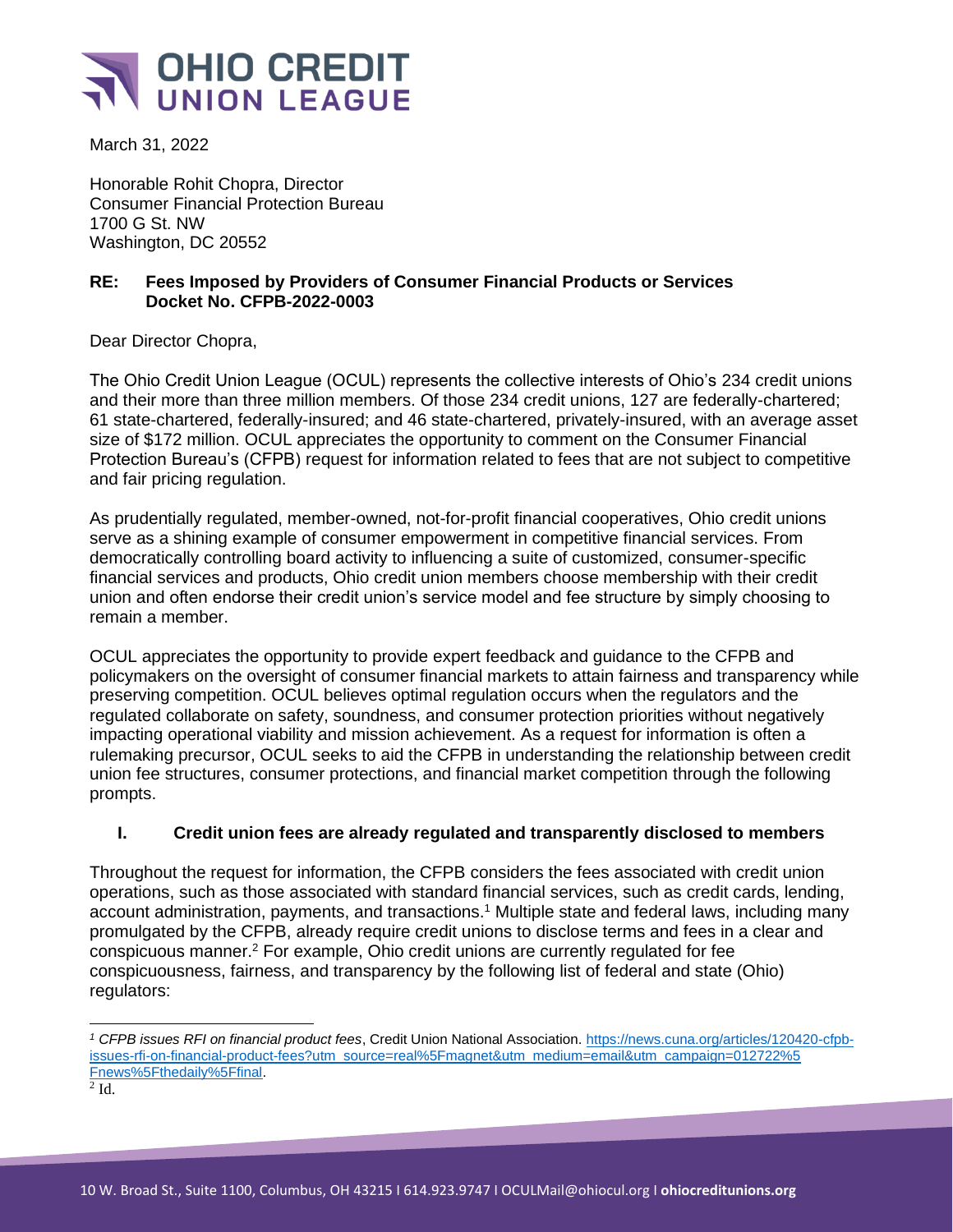# OHIO CREDIT UNION LEAGUE

March 31, 2022

Honorable Rohit Chopra, Director
Consumer Financial Protection Bureau
1700 G St. NW
Washington, DC 20552

**RE: Fees Imposed by Providers of Consumer Financial Products or Services**
**Docket No. CFPB-2022-0003**

Dear Director Chopra,

The Ohio Credit Union League (OCUL) represents the collective interests of Ohio's 234 credit unions and their more than three million members. Of those 234 credit unions, 127 are federally-chartered; 61 state-chartered, federally-insured; and 46 state-chartered, privately-insured, with an average asset size of $172 million. OCUL appreciates the opportunity to comment on the Consumer Financial Protection Bureau's (CFPB) request for information related to fees that are not subject to competitive and fair pricing regulation.

As prudentially regulated, member-owned, not-for-profit financial cooperatives, Ohio credit unions serve as a shining example of consumer empowerment in competitive financial services. From democratically controlling board activity to influencing a suite of customized, consumer-specific financial services and products, Ohio credit union members choose membership with their credit union and often endorse their credit union's service model and fee structure by simply choosing to remain a member.

OCUL appreciates the opportunity to provide expert feedback and guidance to the CFPB and policymakers on the oversight of consumer financial markets to attain fairness and transparency while preserving competition. OCUL believes optimal regulation occurs when the regulators and the regulated collaborate on safety, soundness, and consumer protection priorities without negatively impacting operational viability and mission achievement. As a request for information is often a rulemaking precursor, OCUL seeks to aid the CFPB in understanding the relationship between credit union fee structures, consumer protections, and financial market competition through the following prompts.

## I. Credit union fees are already regulated and transparently disclosed to members

Throughout the request for information, the CFPB considers the fees associated with credit union operations, such as those associated with standard financial services, such as credit cards, lending, account administration, payments, and transactions.[1] Multiple state and federal laws, including many promulgated by the CFPB, already require credit unions to disclose terms and fees in a clear and conspicuous manner.[2] For example, Ohio credit unions are currently regulated for fee conspicuousness, fairness, and transparency by the following list of federal and state (Ohio) regulators:

---

[1] *CFPB issues RFI on financial product fees*, Credit Union National Association. https://news.cuna.org/articles/120420-cfpb-issues-rfi-on-financial-product-fees?utm_source=real%5Fmagnet&utm_medium=email&utm_campaign=012722%5Fnews%5Fthedaily%5Ffinal.

[2] Id.

10 W. Broad St., Suite 1100, Columbus, OH 43215 I 614.923.9747 I OCULMail@ohiocul.org I **ohiocreditunions.org**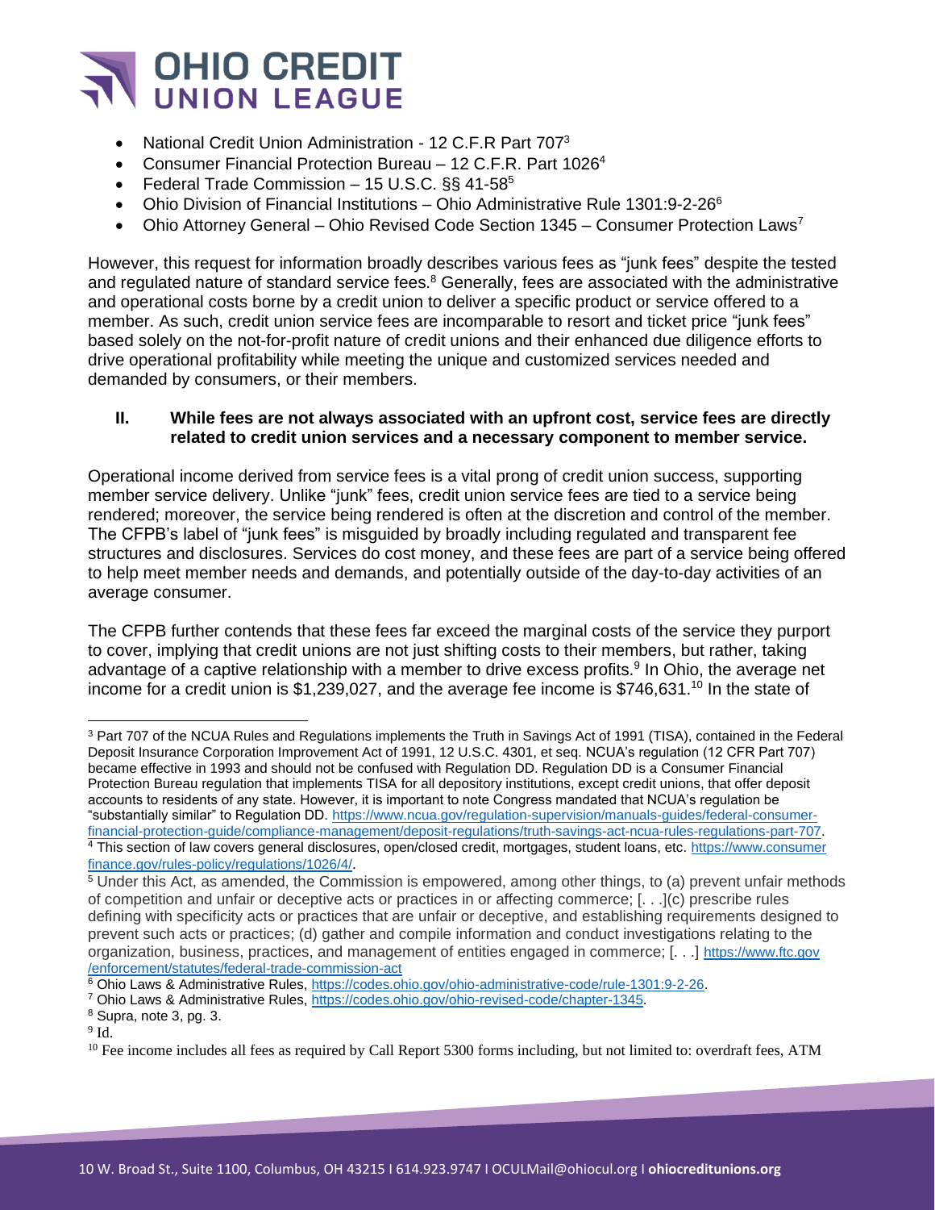- National Credit Union Administration - 12 C.F.R Part 707[3]
- Consumer Financial Protection Bureau – 12 C.F.R. Part 1026[4]
- Federal Trade Commission – 15 U.S.C. §§ 41-58[5]
- Ohio Division of Financial Institutions – Ohio Administrative Rule 1301:9-2-26[6]
- Ohio Attorney General – Ohio Revised Code Section 1345 – Consumer Protection Laws[7]

However, this request for information broadly describes various fees as "junk fees" despite the tested and regulated nature of standard service fees.[8] Generally, fees are associated with the administrative and operational costs borne by a credit union to deliver a specific product or service offered to a member. As such, credit union service fees are incomparable to resort and ticket price "junk fees" based solely on the not-for-profit nature of credit unions and their enhanced due diligence efforts to drive operational profitability while meeting the unique and customized services needed and demanded by consumers, or their members.

### II. While fees are not always associated with an upfront cost, service fees are directly related to credit union services and a necessary component to member service.

Operational income derived from service fees is a vital prong of credit union success, supporting member service delivery. Unlike "junk" fees, credit union service fees are tied to a service being rendered; moreover, the service being rendered is often at the discretion and control of the member. The CFPB's label of "junk fees" is misguided by broadly including regulated and transparent fee structures and disclosures. Services do cost money, and these fees are part of a service being offered to help meet member needs and demands, and potentially outside of the day-to-day activities of an average consumer.

The CFPB further contends that these fees far exceed the marginal costs of the service they purport to cover, implying that credit unions are not just shifting costs to their members, but rather, taking advantage of a captive relationship with a member to drive excess profits.[9] In Ohio, the average net income for a credit union is $1,239,027, and the average fee income is $746,631.[10] In the state of

---

[3] Part 707 of the NCUA Rules and Regulations implements the Truth in Savings Act of 1991 (TISA), contained in the Federal Deposit Insurance Corporation Improvement Act of 1991, 12 U.S.C. 4301, et seq. NCUA's regulation (12 CFR Part 707) became effective in 1993 and should not be confused with Regulation DD. Regulation DD is a Consumer Financial Protection Bureau regulation that implements TISA for all depository institutions, except credit unions, that offer deposit accounts to residents of any state. However, it is important to note Congress mandated that NCUA's regulation be "substantially similar" to Regulation DD. https://www.ncua.gov/regulation-supervision/manuals-guides/federal-consumer-financial-protection-guide/compliance-management/deposit-regulations/truth-savings-act-ncua-rules-regulations-part-707.

[4] This section of law covers general disclosures, open/closed credit, mortgages, student loans, etc. https://www.consumerfinance.gov/rules-policy/regulations/1026/4/.

[5] Under this Act, as amended, the Commission is empowered, among other things, to (a) prevent unfair methods of competition and unfair or deceptive acts or practices in or affecting commerce; [. . .](c) prescribe rules defining with specificity acts or practices that are unfair or deceptive, and establishing requirements designed to prevent such acts or practices; (d) gather and compile information and conduct investigations relating to the organization, business, practices, and management of entities engaged in commerce; [. . .] https://www.ftc.gov/enforcement/statutes/federal-trade-commission-act

[6] Ohio Laws & Administrative Rules, https://codes.ohio.gov/ohio-administrative-code/rule-1301:9-2-26.

[7] Ohio Laws & Administrative Rules, https://codes.ohio.gov/ohio-revised-code/chapter-1345.

[8] Supra, note 3, pg. 3.

[9] Id.

[10] Fee income includes all fees as required by Call Report 5300 forms including, but not limited to: overdraft fees, ATM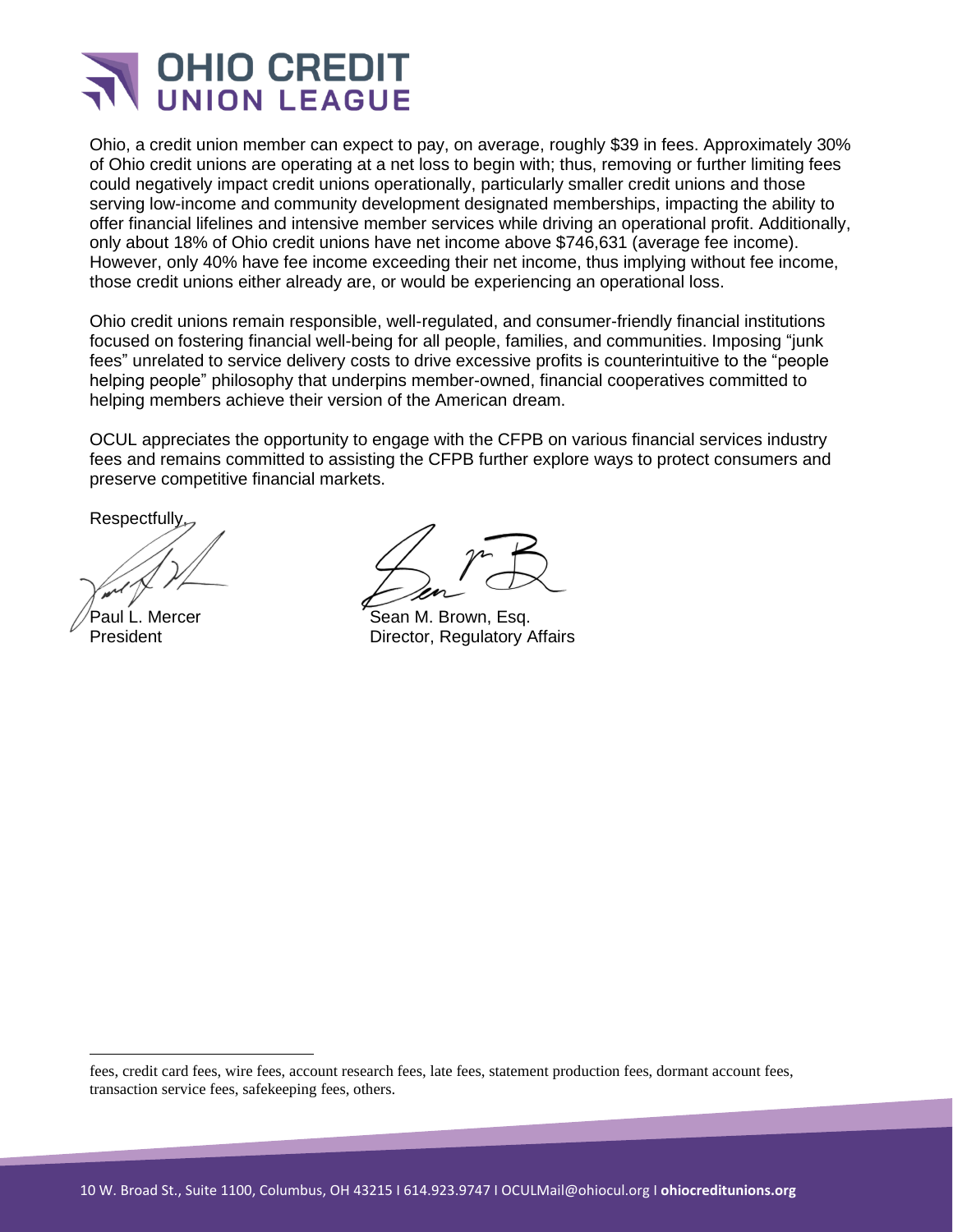Ohio, a credit union member can expect to pay, on average, roughly $39 in fees. Approximately 30% of Ohio credit unions are operating at a net loss to begin with; thus, removing or further limiting fees could negatively impact credit unions operationally, particularly smaller credit unions and those serving low-income and community development designated memberships, impacting the ability to offer financial lifelines and intensive member services while driving an operational profit. Additionally, only about 18% of Ohio credit unions have net income above $746,631 (average fee income). However, only 40% have fee income exceeding their net income, thus implying without fee income, those credit unions either already are, or would be experiencing an operational loss.

Ohio credit unions remain responsible, well-regulated, and consumer-friendly financial institutions focused on fostering financial well-being for all people, families, and communities. Imposing "junk fees" unrelated to service delivery costs to drive excessive profits is counterintuitive to the "people helping people" philosophy that underpins member-owned, financial cooperatives committed to helping members achieve their version of the American dream.

OCUL appreciates the opportunity to engage with the CFPB on various financial services industry fees and remains committed to assisting the CFPB further explore ways to protect consumers and preserve competitive financial markets.

Respectfully,

Paul L. Mercer
President

Sean M. Brown, Esq.
Director, Regulatory Affairs

---

fees, credit card fees, wire fees, account research fees, late fees, statement production fees, dormant account fees, transaction service fees, safekeeping fees, others.